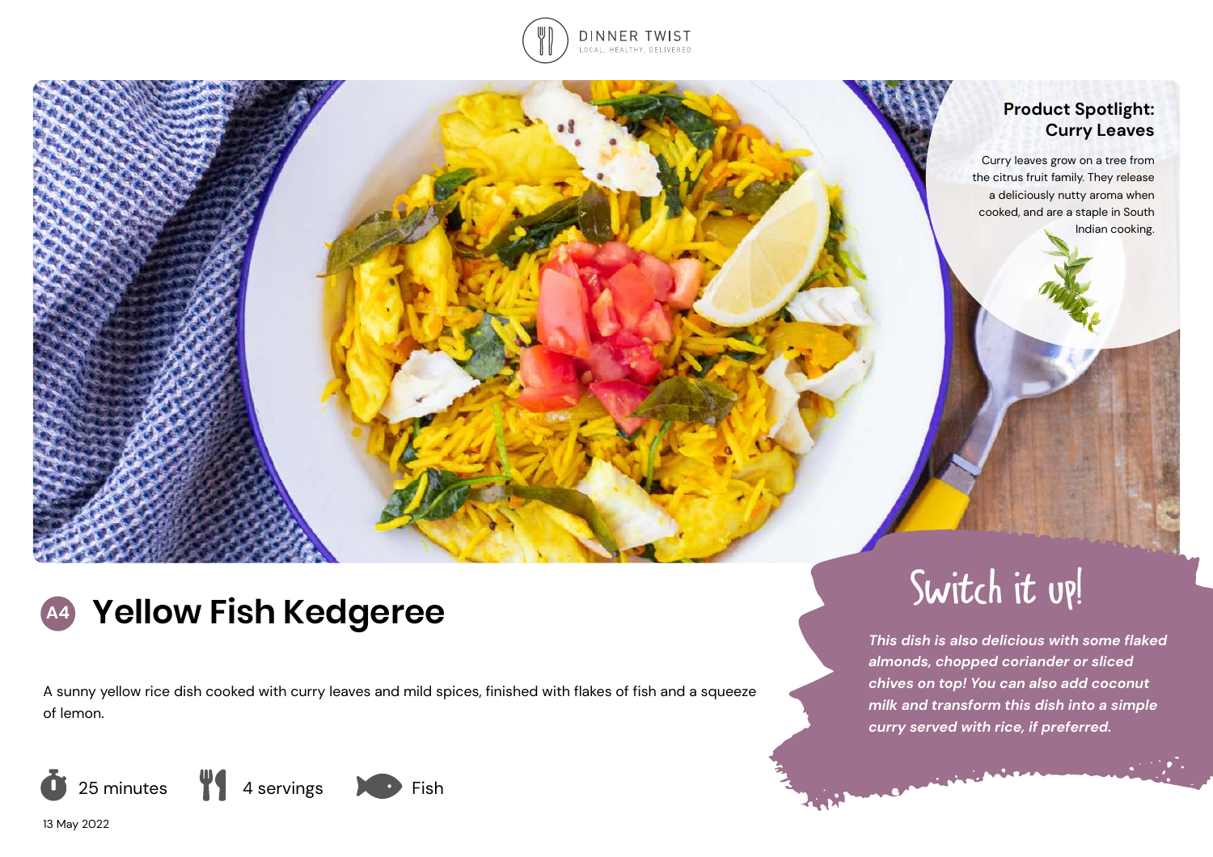DINNER TWIST
LOCAL, HEALTHY, DELIVERED

## Product Spotlight: Curry Leaves

Curry leaves grow on a tree from the citrus fruit family. They release a deliciously nutty aroma when cooked, and are a staple in South Indian cooking.

# A4 Yellow Fish Kedgeree

A sunny yellow rice dish cooked with curry leaves and mild spices, finished with flakes of fish and a squeeze of lemon.

25 minutes | 4 servings | Fish

13 May 2022

## Switch it up!

*This dish is also delicious with some flaked almonds, chopped coriander or sliced chives on top! You can also add coconut milk and transform this dish into a simple curry served with rice, if preferred.*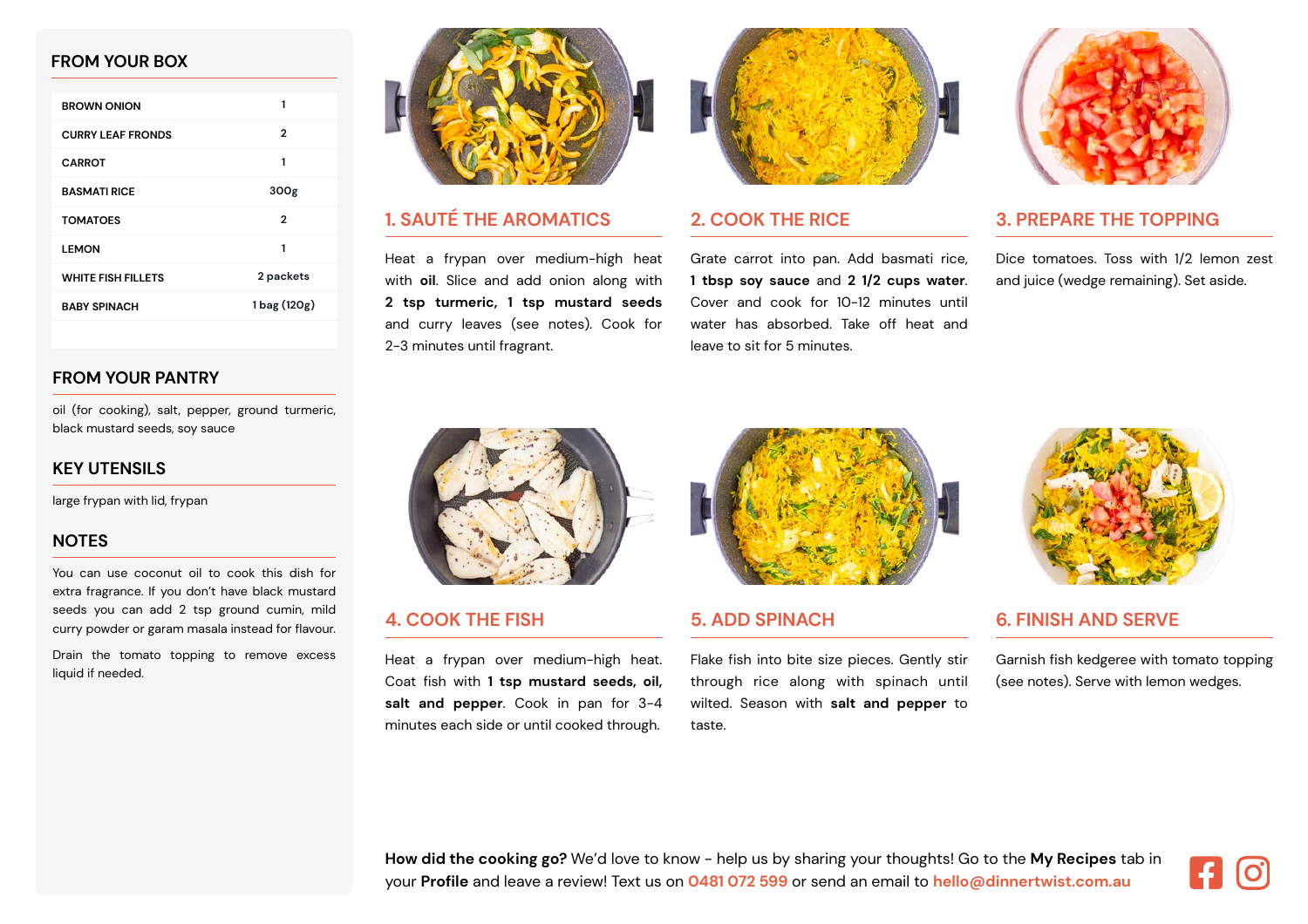## FROM YOUR BOX

| | |
|---|---|
| BROWN ONION | 1 |
| CURRY LEAF FRONDS | 2 |
| CARROT | 1 |
| BASMATI RICE | 300g |
| TOMATOES | 2 |
| LEMON | 1 |
| WHITE FISH FILLETS | 2 packets |
| BABY SPINACH | 1 bag (120g) |

## FROM YOUR PANTRY

oil (for cooking), salt, pepper, ground turmeric, black mustard seeds, soy sauce

## KEY UTENSILS

large frypan with lid, frypan

## NOTES

You can use coconut oil to cook this dish for extra fragrance. If you don't have black mustard seeds you can add 2 tsp ground cumin, mild curry powder or garam masala instead for flavour.

Drain the tomato topping to remove excess liquid if needed.

## 1. SAUTÉ THE AROMATICS

Heat a frypan over medium-high heat with **oil**. Slice and add onion along with **2 tsp turmeric, 1 tsp mustard seeds** and curry leaves (see notes). Cook for 2-3 minutes until fragrant.

## 2. COOK THE RICE

Grate carrot into pan. Add basmati rice, **1 tbsp soy sauce** and **2 1/2 cups water**. Cover and cook for 10-12 minutes until water has absorbed. Take off heat and leave to sit for 5 minutes.

## 3. PREPARE THE TOPPING

Dice tomatoes. Toss with 1/2 lemon zest and juice (wedge remaining). Set aside.

## 4. COOK THE FISH

Heat a frypan over medium-high heat. Coat fish with **1 tsp mustard seeds, oil, salt and pepper**. Cook in pan for 3-4 minutes each side or until cooked through.

## 5. ADD SPINACH

Flake fish into bite size pieces. Gently stir through rice along with spinach until wilted. Season with **salt and pepper** to taste.

## 6. FINISH AND SERVE

Garnish fish kedgeree with tomato topping (see notes). Serve with lemon wedges.

**How did the cooking go?** We'd love to know - help us by sharing your thoughts! Go to the **My Recipes** tab in your **Profile** and leave a review! Text us on 0481 072 599 or send an email to hello@dinnertwist.com.au